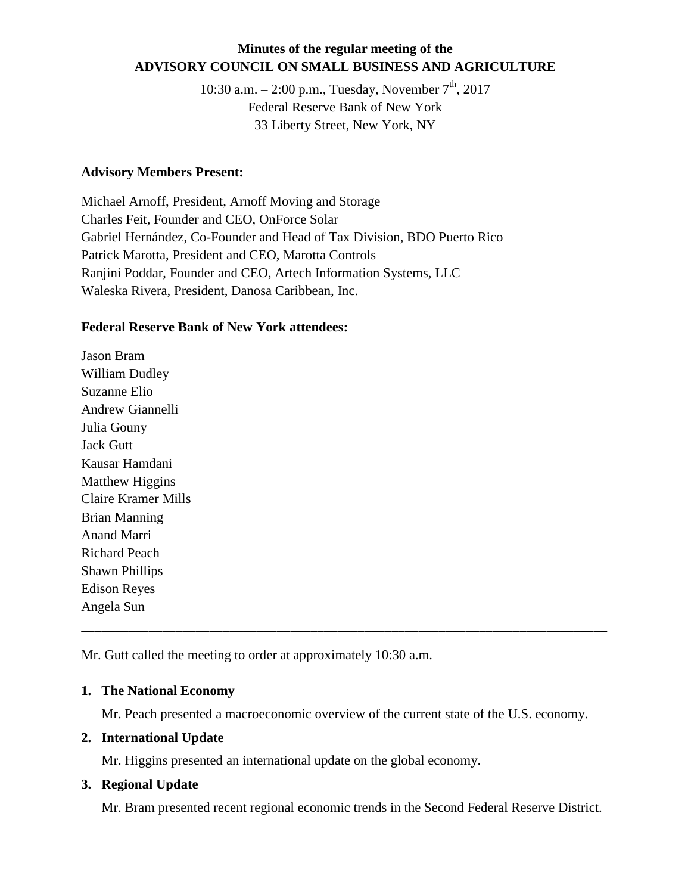# Minutes of the regular meeting of the ADVISORY COUNCIL ON SMALL BUSINESS AND AGRICULTURE

10:30 a.m. – 2:00 p.m., Tuesday, November 7th, 2017
Federal Reserve Bank of New York
33 Liberty Street, New York, NY

**Advisory Members Present:**

Michael Arnoff, President, Arnoff Moving and Storage
Charles Feit, Founder and CEO, OnForce Solar
Gabriel Hernández, Co-Founder and Head of Tax Division, BDO Puerto Rico
Patrick Marotta, President and CEO, Marotta Controls
Ranjini Poddar, Founder and CEO, Artech Information Systems, LLC
Waleska Rivera, President, Danosa Caribbean, Inc.

**Federal Reserve Bank of New York attendees:**

Jason Bram
William Dudley
Suzanne Elio
Andrew Giannelli
Julia Gouny
Jack Gutt
Kausar Hamdani
Matthew Higgins
Claire Kramer Mills
Brian Manning
Anand Marri
Richard Peach
Shawn Phillips
Edison Reyes
Angela Sun

---

Mr. Gutt called the meeting to order at approximately 10:30 a.m.

1. **The National Economy**

   Mr. Peach presented a macroeconomic overview of the current state of the U.S. economy.

2. **International Update**

   Mr. Higgins presented an international update on the global economy.

3. **Regional Update**

   Mr. Bram presented recent regional economic trends in the Second Federal Reserve District.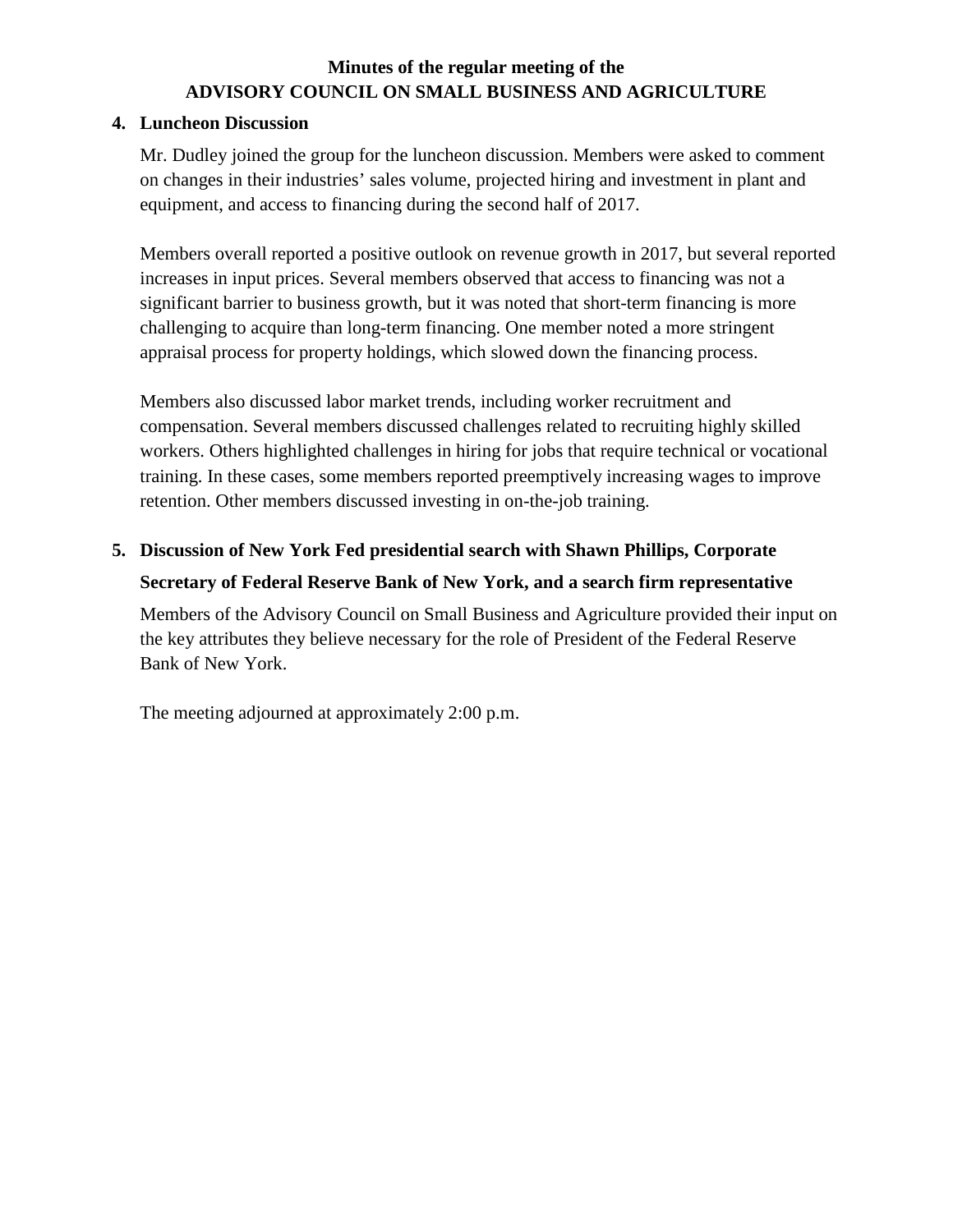**Minutes of the regular meeting of the**
**ADVISORY COUNCIL ON SMALL BUSINESS AND AGRICULTURE**

**4. Luncheon Discussion**

Mr. Dudley joined the group for the luncheon discussion. Members were asked to comment on changes in their industries' sales volume, projected hiring and investment in plant and equipment, and access to financing during the second half of 2017.

Members overall reported a positive outlook on revenue growth in 2017, but several reported increases in input prices. Several members observed that access to financing was not a significant barrier to business growth, but it was noted that short-term financing is more challenging to acquire than long-term financing. One member noted a more stringent appraisal process for property holdings, which slowed down the financing process.

Members also discussed labor market trends, including worker recruitment and compensation. Several members discussed challenges related to recruiting highly skilled workers. Others highlighted challenges in hiring for jobs that require technical or vocational training. In these cases, some members reported preemptively increasing wages to improve retention. Other members discussed investing in on-the-job training.

**5. Discussion of New York Fed presidential search with Shawn Phillips, Corporate Secretary of Federal Reserve Bank of New York, and a search firm representative**

Members of the Advisory Council on Small Business and Agriculture provided their input on the key attributes they believe necessary for the role of President of the Federal Reserve Bank of New York.

The meeting adjourned at approximately 2:00 p.m.